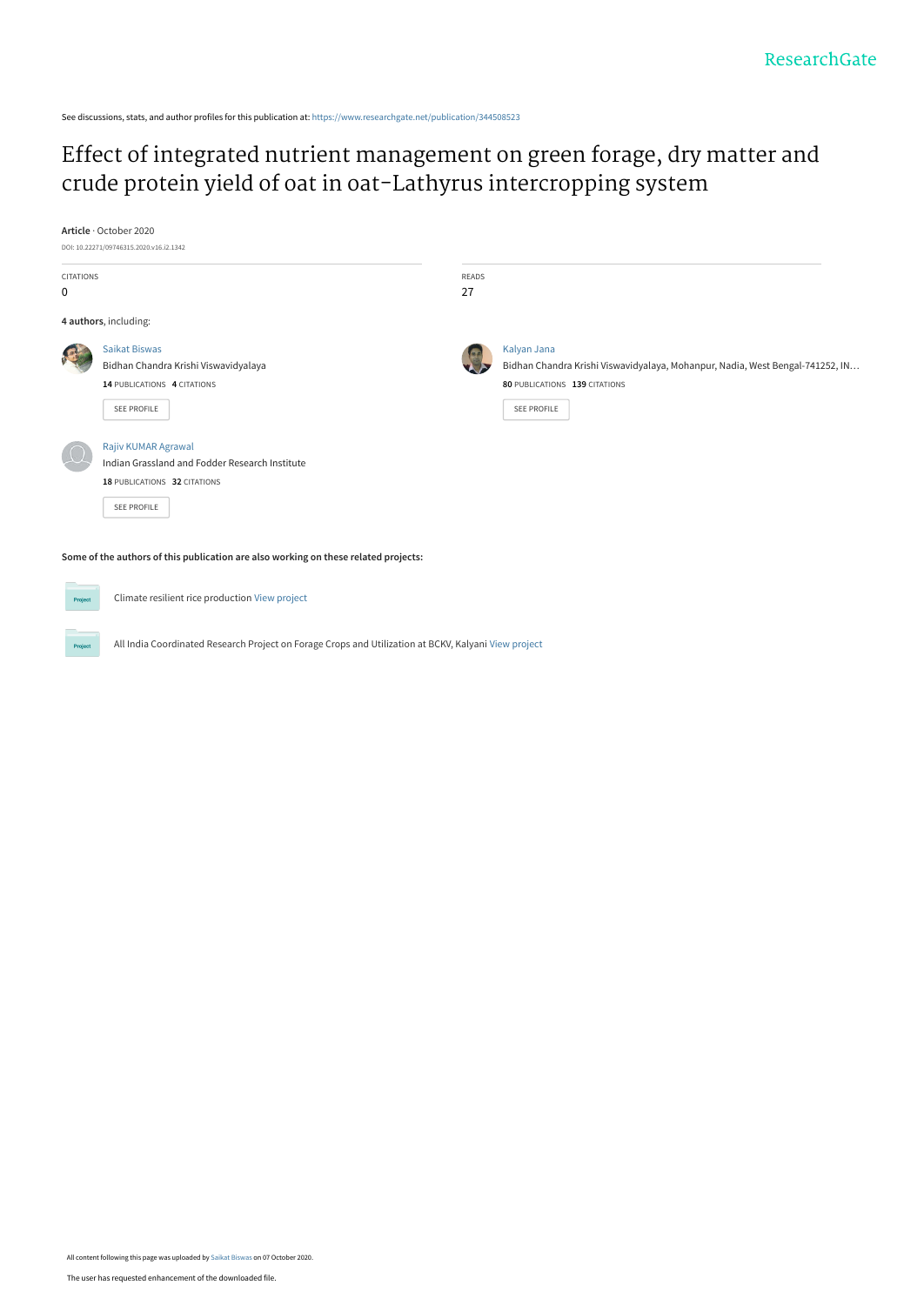See discussions, stats, and author profiles for this publication at: https://www.researchgate.net/publication/344508523

# Effect of integrated nutrient management on green forage, dry matter and crude protein yield of oat in oat-Lathyrus intercropping system

**Article** · October 2020

DOI: 10.22271/09746315.2020.v16.i2.1342

| CITATIONS | READS |
|---|---|
| 0 | 27 |

**4 authors**, including:

Saikat Biswas
Bidhan Chandra Krishi Viswavidyalaya
**14** PUBLICATIONS **4** CITATIONS
SEE PROFILE

Kalyan Jana
Bidhan Chandra Krishi Viswavidyalaya, Mohanpur, Nadia, West Bengal-741252, IN...
**80** PUBLICATIONS **139** CITATIONS
SEE PROFILE

Rajiv KUMAR Agrawal
Indian Grassland and Fodder Research Institute
**18** PUBLICATIONS **32** CITATIONS
SEE PROFILE

**Some of the authors of this publication are also working on these related projects:**

Climate resilient rice production View project

All India Coordinated Research Project on Forage Crops and Utilization at BCKV, Kalyani View project

All content following this page was uploaded by Saikat Biswas on 07 October 2020.

The user has requested enhancement of the downloaded file.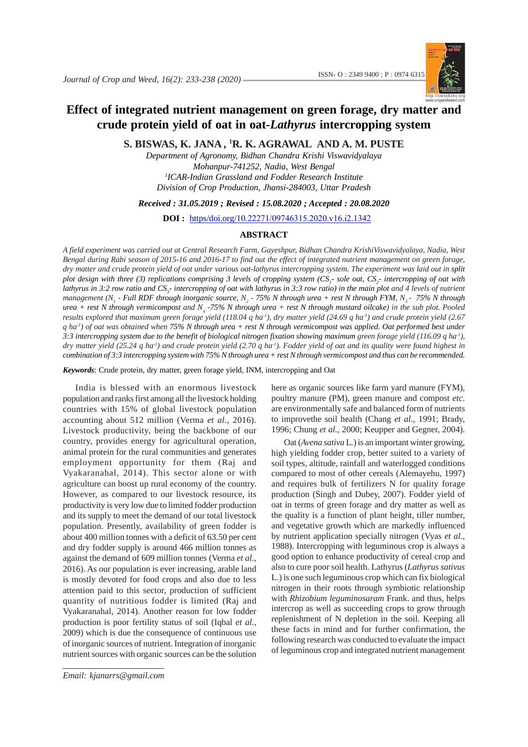# Effect of integrated nutrient management on green forage, dry matter and crude protein yield of oat in oat-*Lathyrus* intercropping system

**S. BISWAS, K. JANA , [1]R. K. AGRAWAL AND A. M. PUSTE**

*Department of Agronomy, Bidhan Chandra Krishi Viswavidyalaya*
*Mohanpur-741252, Nadia, West Bengal*
*[1]ICAR-Indian Grassland and Fodder Research Institute*
*Division of Crop Production, Jhansi-284003, Uttar Pradesh*

***Received : 31.05.2019 ; Revised : 15.08.2020 ; Accepted : 20.08.2020***

**DOI :** https://doi.org/10.22271/09746315.2020.v16.i2.1342

## ABSTRACT

*A field experiment was carried out at Central Research Farm, Gayeshpur, Bidhan Chandra KrishiViswavidyalaya, Nadia, West Bengal during Rabi season of 2015-16 and 2016-17 to find out the effect of integrated nutrient management on green forage, dry matter and crude protein yield of oat under various oat-lathyrus intercropping system. The experiment was laid out in split plot design with three (3) replications comprising 3 levels of cropping system ($CS_1$- sole oat, $CS_2$- intercropping of oat with lathyrus in 3:2 row ratio and $CS_3$- intercropping of oat with lathyrus in 3:3 row ratio) in the main plot and 4 levels of nutrient management ($N_1$ - Full RDF through inorganic source, $N_2$ - 75% N through urea + rest N through FYM, $N_3$ - 75% N through urea + rest N through vermicompost and $N_4$ -75% N through urea + rest N through mustard oilcake) in the sub plot. Pooled results explored that maximum green forage yield (118.04 q ha$^{-1}$), dry matter yield (24.69 q ha$^{-1}$) and crude protein yield (2.67 q ha$^{-1}$) of oat was obtained when 75% N through urea + rest N through vermicompost was applied. Oat performed best under 3:3 intercropping system due to the benefit of biological nitrogen fixation showing maximum green forage yield (116.09 q ha$^{-1}$), dry matter yield (25.24 q ha$^{-1}$) and crude protein yield (2.70 q ha$^{-1}$). Fodder yield of oat and its quality were found highest in combination of 3:3 intercropping system with 75% N through urea + rest N through vermicompost and thus can be recommended.*

***Keywords***: Crude protein, dry matter, green forage yield, INM, intercropping and Oat

India is blessed with an enormous livestock population and ranks first among all the livestock holding countries with 15% of global livestock population accounting about 512 million (Verma *et al.*, 2016). Livestock productivity, being the backbone of our country, provides energy for agricultural operation, animal protein for the rural communities and generates employment opportunity for them (Raj and Vyakaranahal, 2014). This sector alone or with agriculture can boost up rural economy of the country. However, as compared to our livestock resource, its productivity is very low due to limited fodder production and its supply to meet the demand of our total livestock population. Presently, availability of green fodder is about 400 million tonnes with a deficit of 63.50 per cent and dry fodder supply is around 466 million tonnes as against the demand of 609 million tonnes (Verma *et al.*, 2016). As our population is ever increasing, arable land is mostly devoted for food crops and also due to less attention paid to this sector, production of sufficient quantity of nutritious fodder is limited (Raj and Vyakaranahal, 2014). Another reason for low fodder production is poor fertility status of soil (Iqbal *et al.*, 2009) which is due the consequence of continuous use of inorganic sources of nutrient. Integration of inorganic nutrient sources with organic sources can be the solution here as organic sources like farm yard manure (FYM), poultry manure (PM), green manure and compost *etc.* are environmentally safe and balanced form of nutrients to improvethe soil health (Chang *et al.*, 1991; Brady, 1996; Chung *et al.*, 2000; Keupper and Gegner, 2004).

Oat (*Avena sativa* L.) is an important winter growing, high yielding fodder crop, better suited to a variety of soil types, altitude, rainfall and waterlogged conditions compared to most of other cereals (Alemayehu, 1997) and requires bulk of fertilizers N for quality forage production (Singh and Dubey, 2007). Fodder yield of oat in terms of green forage and dry matter as well as the quality is a function of plant height, tiller number, and vegetative growth which are markedly influenced by nutrient application specially nitrogen (Vyas *et al.*, 1988). Intercropping with leguminous crop is always a good option to enhance productivity of cereal crop and also to cure poor soil health. Lathyrus (*Lathyrus sativus* L.) is one such leguminous crop which can fix biological nitrogen in their roots through symbiotic relationship with *Rhizobium leguminosaram* Frank. and thus, helps intercrop as well as succeeding crops to grow through replenishment of N depletion in the soil. Keeping all these facts in mind and for further confirmation, the following research was conducted to evaluate the impact of leguminous crop and integrated nutrient management

*Email: kjanarrs@gmail.com*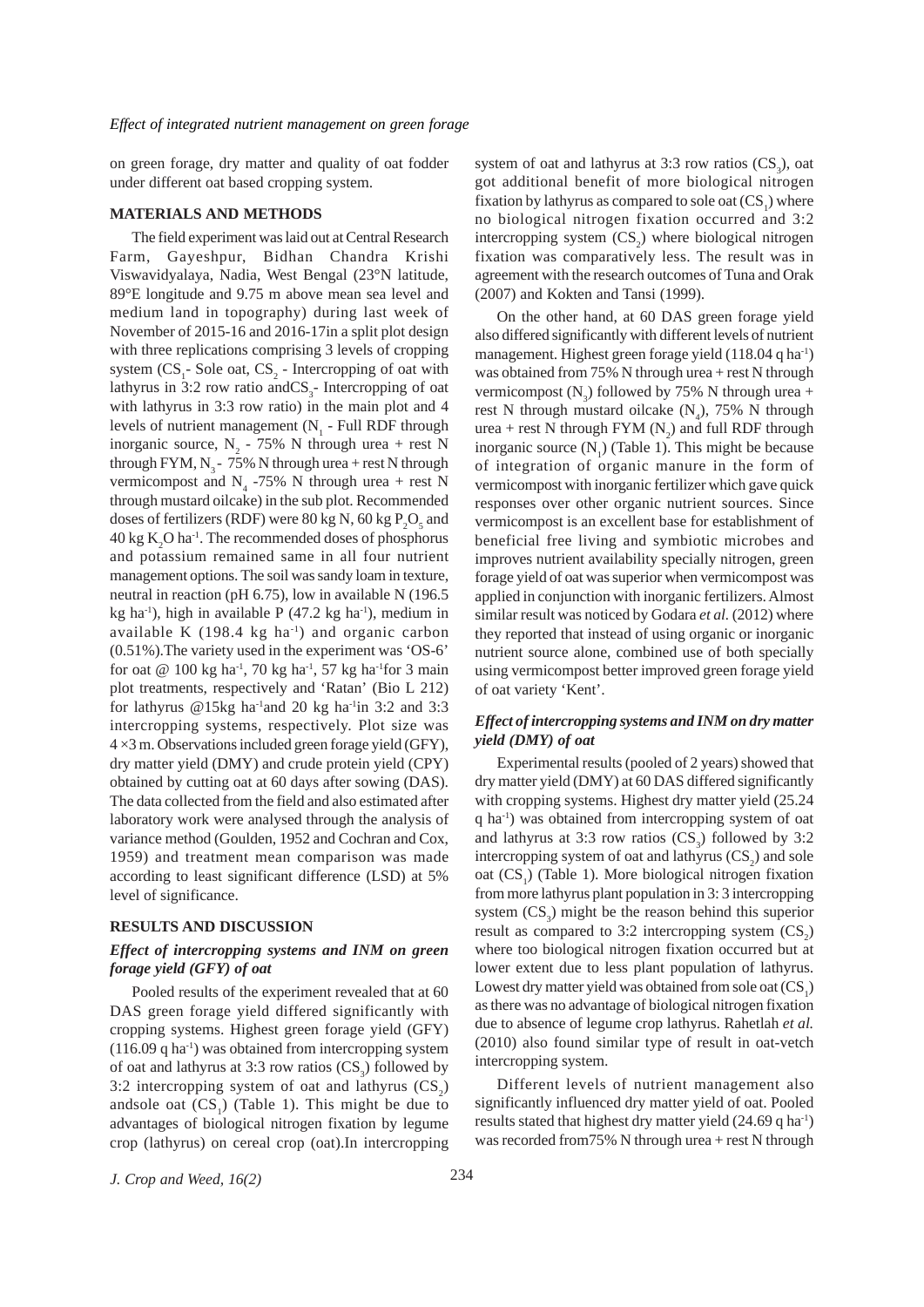on green forage, dry matter and quality of oat fodder under different oat based cropping system.

## MATERIALS AND METHODS

The field experiment was laid out at Central Research Farm, Gayeshpur, Bidhan Chandra Krishi Viswavidyalaya, Nadia, West Bengal (23°N latitude, 89°E longitude and 9.75 m above mean sea level and medium land in topography) during last week of November of 2015-16 and 2016-17in a split plot design with three replications comprising 3 levels of cropping system ($CS_1$- Sole oat, $CS_2$ - Intercropping of oat with lathyrus in 3:2 row ratio and$CS_3$- Intercropping of oat with lathyrus in 3:3 row ratio) in the main plot and 4 levels of nutrient management ($N_1$ - Full RDF through inorganic source, $N_2$ - 75% N through urea + rest N through FYM, $N_3$ - 75% N through urea + rest N through vermicompost and $N_4$ -75% N through urea + rest N through mustard oilcake) in the sub plot. Recommended doses of fertilizers (RDF) were 80 kg N, 60 kg $P_2O_5$ and 40 kg $K_2O$ ha$^{-1}$. The recommended doses of phosphorus and potassium remained same in all four nutrient management options. The soil was sandy loam in texture, neutral in reaction (pH 6.75), low in available N (196.5 kg ha$^{-1}$), high in available P (47.2 kg ha$^{-1}$), medium in available K (198.4 kg ha$^{-1}$) and organic carbon (0.51%).The variety used in the experiment was 'OS-6' for oat @ 100 kg ha$^{-1}$, 70 kg ha$^{-1}$, 57 kg ha$^{-1}$for 3 main plot treatments, respectively and 'Ratan' (Bio L 212) for lathyrus @15kg ha$^{-1}$and 20 kg ha$^{-1}$in 3:2 and 3:3 intercropping systems, respectively. Plot size was 4 ×3 m. Observations included green forage yield (GFY), dry matter yield (DMY) and crude protein yield (CPY) obtained by cutting oat at 60 days after sowing (DAS). The data collected from the field and also estimated after laboratory work were analysed through the analysis of variance method (Goulden, 1952 and Cochran and Cox, 1959) and treatment mean comparison was made according to least significant difference (LSD) at 5% level of significance.

## RESULTS AND DISCUSSION

### *Effect of intercropping systems and INM on green forage yield (GFY) of oat*

Pooled results of the experiment revealed that at 60 DAS green forage yield differed significantly with cropping systems. Highest green forage yield (GFY) (116.09 q ha$^{-1}$) was obtained from intercropping system of oat and lathyrus at 3:3 row ratios ($CS_3$) followed by 3:2 intercropping system of oat and lathyrus ($CS_2$) andsole oat ($CS_1$) (Table 1). This might be due to advantages of biological nitrogen fixation by legume crop (lathyrus) on cereal crop (oat).In intercropping system of oat and lathyrus at 3:3 row ratios ($CS_3$), oat got additional benefit of more biological nitrogen fixation by lathyrus as compared to sole oat ($CS_1$) where no biological nitrogen fixation occurred and 3:2 intercropping system ($CS_2$) where biological nitrogen fixation was comparatively less. The result was in agreement with the research outcomes of Tuna and Orak (2007) and Kokten and Tansi (1999).

On the other hand, at 60 DAS green forage yield also differed significantly with different levels of nutrient management. Highest green forage yield (118.04 q ha$^{-1}$) was obtained from 75% N through urea + rest N through vermicompost ($N_3$) followed by 75% N through urea + rest N through mustard oilcake ($N_4$), 75% N through urea + rest N through FYM ($N_2$) and full RDF through inorganic source ($N_1$) (Table 1). This might be because of integration of organic manure in the form of vermicompost with inorganic fertilizer which gave quick responses over other organic nutrient sources. Since vermicompost is an excellent base for establishment of beneficial free living and symbiotic microbes and improves nutrient availability specially nitrogen, green forage yield of oat was superior when vermicompost was applied in conjunction with inorganic fertilizers. Almost similar result was noticed by Godara *et al.* (2012) where they reported that instead of using organic or inorganic nutrient source alone, combined use of both specially using vermicompost better improved green forage yield of oat variety 'Kent'.

### *Effect of intercropping systems and INM on dry matter yield (DMY) of oat*

Experimental results (pooled of 2 years) showed that dry matter yield (DMY) at 60 DAS differed significantly with cropping systems. Highest dry matter yield (25.24 q ha$^{-1}$) was obtained from intercropping system of oat and lathyrus at 3:3 row ratios ($CS_3$) followed by 3:2 intercropping system of oat and lathyrus ($CS_2$) and sole oat ($CS_1$) (Table 1). More biological nitrogen fixation from more lathyrus plant population in 3: 3 intercropping system ($CS_3$) might be the reason behind this superior result as compared to 3:2 intercropping system ($CS_2$) where too biological nitrogen fixation occurred but at lower extent due to less plant population of lathyrus. Lowest dry matter yield was obtained from sole oat ($CS_1$) as there was no advantage of biological nitrogen fixation due to absence of legume crop lathyrus. Rahetlah *et al.* (2010) also found similar type of result in oat-vetch intercropping system.

Different levels of nutrient management also significantly influenced dry matter yield of oat. Pooled results stated that highest dry matter yield (24.69 q ha$^{-1}$) was recorded from75% N through urea + rest N through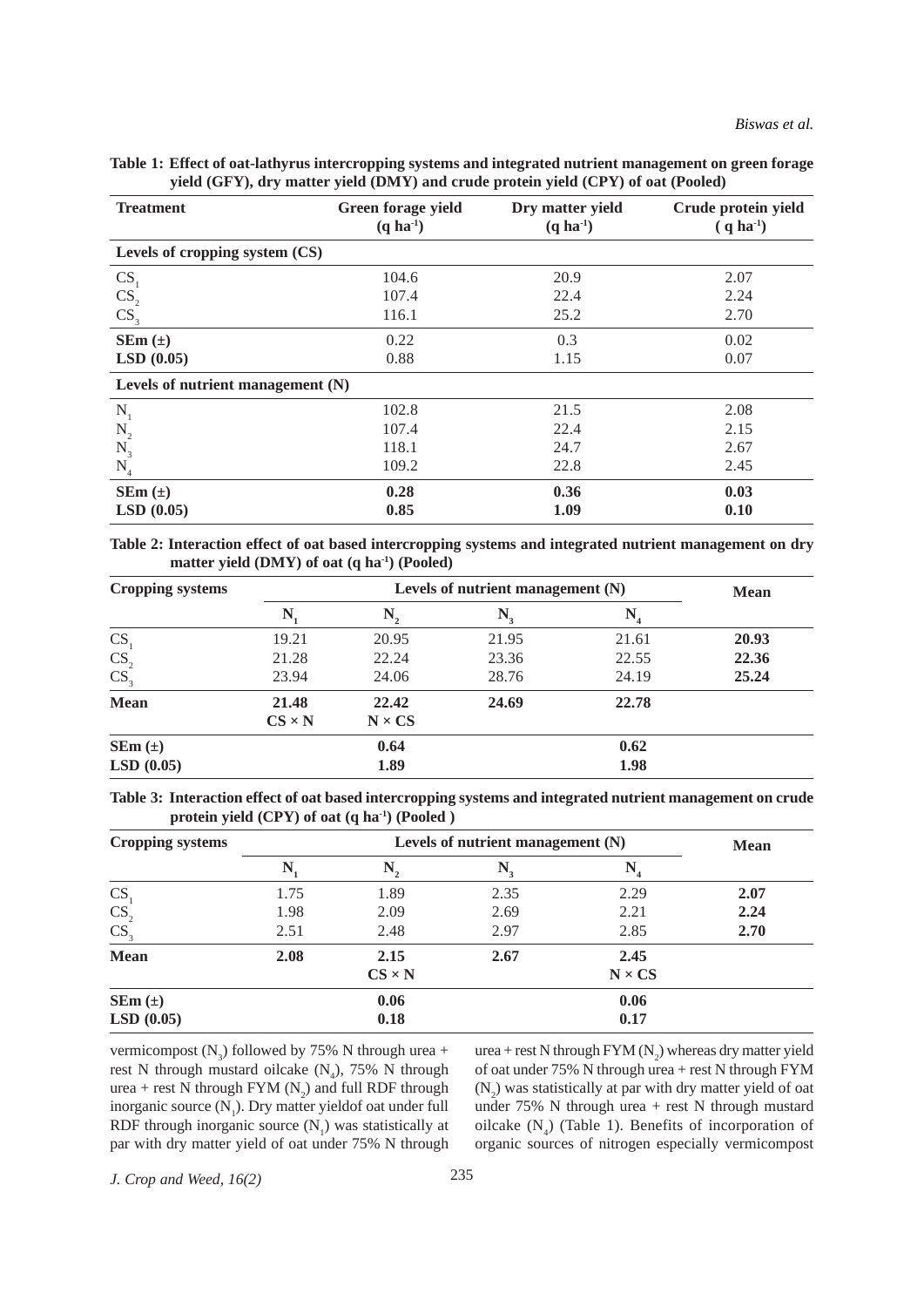**Table 1: Effect of oat-lathyrus intercropping systems and integrated nutrient management on green forage yield (GFY), dry matter yield (DMY) and crude protein yield (CPY) of oat (Pooled)**

| Treatment | Green forage yield (q $ha^{-1}$) | Dry matter yield (q $ha^{-1}$) | Crude protein yield (q $ha^{-1}$) |
|---|---|---|---|
| **Levels of cropping system (CS)** | | | |
| $CS_1$ | 104.6 | 20.9 | 2.07 |
| $CS_2$ | 107.4 | 22.4 | 2.24 |
| $CS_3$ | 116.1 | 25.2 | 2.70 |
| **SEm (±)** | 0.22 | 0.3 | 0.02 |
| **LSD (0.05)** | 0.88 | 1.15 | 0.07 |
| **Levels of nutrient management (N)** | | | |
| $N_1$ | 102.8 | 21.5 | 2.08 |
| $N_2$ | 107.4 | 22.4 | 2.15 |
| $N_3$ | 118.1 | 24.7 | 2.67 |
| $N_4$ | 109.2 | 22.8 | 2.45 |
| **SEm (±)** | **0.28** | **0.36** | **0.03** |
| **LSD (0.05)** | **0.85** | **1.09** | **0.10** |

**Table 2: Interaction effect of oat based intercropping systems and integrated nutrient management on dry matter yield (DMY) of oat (q $ha^{-1}$) (Pooled)**

| Cropping systems | Levels of nutrient management (N) | | | | Mean |
|---|---|---|---|---|---|
| | $N_1$ | $N_2$ | $N_3$ | $N_4$ | |
| $CS_1$ | 19.21 | 20.95 | 21.95 | 21.61 | **20.93** |
| $CS_2$ | 21.28 | 22.24 | 23.36 | 22.55 | **22.36** |
| $CS_3$ | 23.94 | 24.06 | 28.76 | 24.19 | **25.24** |
| **Mean** | **21.48** | **22.42** | **24.69** | **22.78** | |
| | **CS × N** | **N × CS** | | | |
| **SEm (±)** | | **0.64** | | **0.62** | |
| **LSD (0.05)** | | **1.89** | | **1.98** | |

**Table 3: Interaction effect of oat based intercropping systems and integrated nutrient management on crude protein yield (CPY) of oat (q $ha^{-1}$) (Pooled )**

| Cropping systems | Levels of nutrient management (N) | | | | Mean |
|---|---|---|---|---|---|
| | $N_1$ | $N_2$ | $N_3$ | $N_4$ | |
| $CS_1$ | 1.75 | 1.89 | 2.35 | 2.29 | **2.07** |
| $CS_2$ | 1.98 | 2.09 | 2.69 | 2.21 | **2.24** |
| $CS_3$ | 2.51 | 2.48 | 2.97 | 2.85 | **2.70** |
| **Mean** | **2.08** | **2.15** | **2.67** | **2.45** | |
| | | **CS × N** | | **N × CS** | |
| **SEm (±)** | | **0.06** | | **0.06** | |
| **LSD (0.05)** | | **0.18** | | **0.17** | |

vermicompost ($N_3$) followed by 75% N through urea + rest N through mustard oilcake ($N_4$), 75% N through urea + rest N through FYM ($N_2$) and full RDF through inorganic source ($N_1$). Dry matter yieldof oat under full RDF through inorganic source ($N_1$) was statistically at par with dry matter yield of oat under 75% N through urea + rest N through FYM ($N_2$) whereas dry matter yield of oat under 75% N through urea + rest N through FYM ($N_2$) was statistically at par with dry matter yield of oat under 75% N through urea + rest N through mustard oilcake ($N_4$) (Table 1). Benefits of incorporation of organic sources of nitrogen especially vermicompost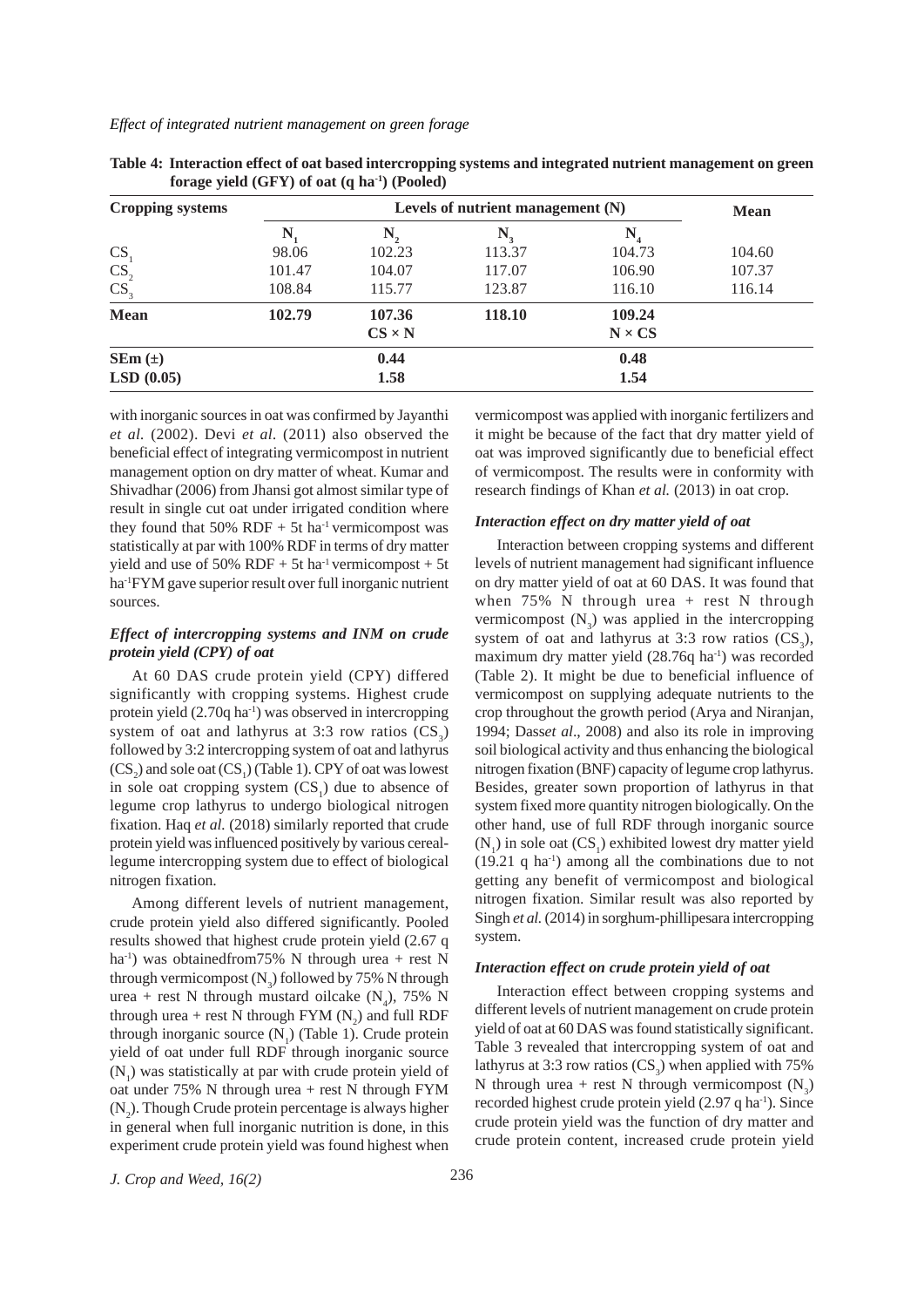**Table 4: Interaction effect of oat based intercropping systems and integrated nutrient management on green forage yield (GFY) of oat (q ha$^{-1}$) (Pooled)**

| Cropping systems | Levels of nutrient management (N) | | | | Mean |
|---|---|---|---|---|---|
| | $N_1$ | $N_2$ | $N_3$ | $N_4$ | |
| $CS_1$ | 98.06 | 102.23 | 113.37 | 104.73 | 104.60 |
| $CS_2$ | 101.47 | 104.07 | 117.07 | 106.90 | 107.37 |
| $CS_3$ | 108.84 | 115.77 | 123.87 | 116.10 | 116.14 |
| **Mean** | **102.79** | **107.36** | **118.10** | **109.24** | |
| | | **CS × N** | | **N × CS** | |
| **SEm (±)** | | **0.44** | | **0.48** | |
| **LSD (0.05)** | | **1.58** | | **1.54** | |

with inorganic sources in oat was confirmed by Jayanthi *et al.* (2002). Devi *et al.* (2011) also observed the beneficial effect of integrating vermicompost in nutrient management option on dry matter of wheat. Kumar and Shivadhar (2006) from Jhansi got almost similar type of result in single cut oat under irrigated condition where they found that 50% RDF + 5t ha$^{-1}$ vermicompost was statistically at par with 100% RDF in terms of dry matter yield and use of 50% RDF + 5t ha$^{-1}$ vermicompost + 5t ha$^{-1}$FYM gave superior result over full inorganic nutrient sources.

### *Effect of intercropping systems and INM on crude protein yield (CPY) of oat*

At 60 DAS crude protein yield (CPY) differed significantly with cropping systems. Highest crude protein yield (2.70q ha$^{-1}$) was observed in intercropping system of oat and lathyrus at 3:3 row ratios ($CS_3$) followed by 3:2 intercropping system of oat and lathyrus ($CS_2$) and sole oat ($CS_1$) (Table 1). CPY of oat was lowest in sole oat cropping system ($CS_1$) due to absence of legume crop lathyrus to undergo biological nitrogen fixation. Haq *et al.* (2018) similarly reported that crude protein yield was influenced positively by various cereal-legume intercropping system due to effect of biological nitrogen fixation.

Among different levels of nutrient management, crude protein yield also differed significantly. Pooled results showed that highest crude protein yield (2.67 q ha$^{-1}$) was obtainedfrom75% N through urea + rest N through vermicompost ($N_3$) followed by 75% N through urea + rest N through mustard oilcake ($N_4$), 75% N through urea + rest N through FYM ($N_2$) and full RDF through inorganic source ($N_1$) (Table 1). Crude protein yield of oat under full RDF through inorganic source ($N_1$) was statistically at par with crude protein yield of oat under 75% N through urea + rest N through FYM ($N_2$). Though Crude protein percentage is always higher in general when full inorganic nutrition is done, in this experiment crude protein yield was found highest when vermicompost was applied with inorganic fertilizers and it might be because of the fact that dry matter yield of oat was improved significantly due to beneficial effect of vermicompost. The results were in conformity with research findings of Khan *et al.* (2013) in oat crop.

### *Interaction effect on dry matter yield of oat*

Interaction between cropping systems and different levels of nutrient management had significant influence on dry matter yield of oat at 60 DAS. It was found that when 75% N through urea + rest N through vermicompost ($N_3$) was applied in the intercropping system of oat and lathyrus at 3:3 row ratios ($CS_3$), maximum dry matter yield (28.76q ha$^{-1}$) was recorded (Table 2). It might be due to beneficial influence of vermicompost on supplying adequate nutrients to the crop throughout the growth period (Arya and Niranjan, 1994; Dass*et al*., 2008) and also its role in improving soil biological activity and thus enhancing the biological nitrogen fixation (BNF) capacity of legume crop lathyrus. Besides, greater sown proportion of lathyrus in that system fixed more quantity nitrogen biologically. On the other hand, use of full RDF through inorganic source ($N_1$) in sole oat ($CS_1$) exhibited lowest dry matter yield (19.21 q ha$^{-1}$) among all the combinations due to not getting any benefit of vermicompost and biological nitrogen fixation. Similar result was also reported by Singh *et al.* (2014) in sorghum-phillipesara intercropping system.

### *Interaction effect on crude protein yield of oat*

Interaction effect between cropping systems and different levels of nutrient management on crude protein yield of oat at 60 DAS was found statistically significant. Table 3 revealed that intercropping system of oat and lathyrus at 3:3 row ratios ($CS_3$) when applied with 75% N through urea + rest N through vermicompost ($N_3$) recorded highest crude protein yield (2.97 q ha$^{-1}$). Since crude protein yield was the function of dry matter and crude protein content, increased crude protein yield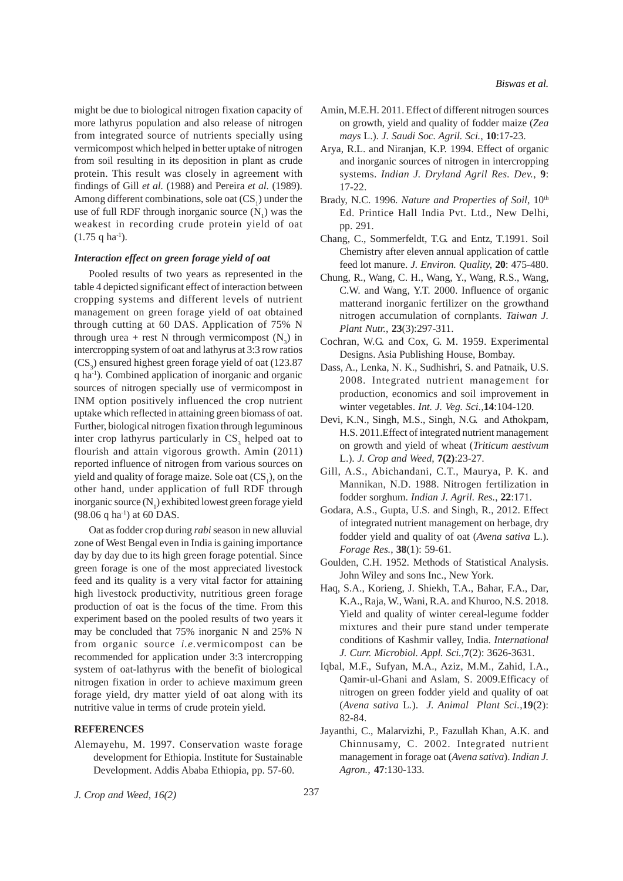might be due to biological nitrogen fixation capacity of more lathyrus population and also release of nitrogen from integrated source of nutrients specially using vermicompost which helped in better uptake of nitrogen from soil resulting in its deposition in plant as crude protein. This result was closely in agreement with findings of Gill *et al.* (1988) and Pereira *et al.* (1989). Among different combinations, sole oat ($CS_1$) under the use of full RDF through inorganic source ($N_1$) was the weakest in recording crude protein yield of oat (1.75 q ha$^{-1}$).

### *Interaction effect on green forage yield of oat*

Pooled results of two years as represented in the table 4 depicted significant effect of interaction between cropping systems and different levels of nutrient management on green forage yield of oat obtained through cutting at 60 DAS. Application of 75% N through urea + rest N through vermicompost ($N_3$) in intercropping system of oat and lathyrus at 3:3 row ratios ($CS_3$) ensured highest green forage yield of oat (123.87 q ha$^{-1}$). Combined application of inorganic and organic sources of nitrogen specially use of vermicompost in INM option positively influenced the crop nutrient uptake which reflected in attaining green biomass of oat. Further, biological nitrogen fixation through leguminous inter crop lathyrus particularly in $CS_3$ helped oat to flourish and attain vigorous growth. Amin (2011) reported influence of nitrogen from various sources on yield and quality of forage maize. Sole oat ($CS_1$), on the other hand, under application of full RDF through inorganic source ($N_1$) exhibited lowest green forage yield (98.06 q ha$^{-1}$) at 60 DAS.

Oat as fodder crop during *rabi* season in new alluvial zone of West Bengal even in India is gaining importance day by day due to its high green forage potential. Since green forage is one of the most appreciated livestock feed and its quality is a very vital factor for attaining high livestock productivity, nutritious green forage production of oat is the focus of the time. From this experiment based on the pooled results of two years it may be concluded that 75% inorganic N and 25% N from organic source *i.e.*vermicompost can be recommended for application under 3:3 intercropping system of oat-lathyrus with the benefit of biological nitrogen fixation in order to achieve maximum green forage yield, dry matter yield of oat along with its nutritive value in terms of crude protein yield.

## REFERENCES

Alemayehu, M. 1997. Conservation waste forage development for Ethiopia. Institute for Sustainable Development. Addis Ababa Ethiopia, pp. 57-60.

Amin, M.E.H. 2011. Effect of different nitrogen sources on growth, yield and quality of fodder maize (*Zea mays* L.). *J. Saudi Soc. Agril. Sci.*, **10**:17-23.

Arya, R.L. and Niranjan, K.P. 1994. Effect of organic and inorganic sources of nitrogen in intercropping systems. *Indian J. Dryland Agril Res. Dev.*, **9**: 17-22.

Brady, N.C. 1996. *Nature and Properties of Soil*, 10th Ed. Printice Hall India Pvt. Ltd., New Delhi, pp. 291.

Chang, C., Sommerfeldt, T.G. and Entz, T.1991. Soil Chemistry after eleven annual application of cattle feed lot manure. *J. Environ. Quality*, **20**: 475-480.

Chung, R., Wang, C. H., Wang, Y., Wang, R.S., Wang, C.W. and Wang, Y.T. 2000. Influence of organic matterand inorganic fertilizer on the growthand nitrogen accumulation of cornplants. *Taiwan J. Plant Nutr.*, **23**(3):297-311.

Cochran, W.G. and Cox, G. M. 1959. Experimental Designs. Asia Publishing House, Bombay.

Dass, A., Lenka, N. K., Sudhishri, S. and Patnaik, U.S. 2008. Integrated nutrient management for production, economics and soil improvement in winter vegetables. *Int. J. Veg. Sci.*,**14**:104-120.

Devi, K.N., Singh, M.S., Singh, N.G. and Athokpam, H.S. 2011.Effect of integrated nutrient management on growth and yield of wheat (*Triticum aestivum* L.). *J. Crop and Weed*, **7(2)**:23-27.

Gill, A.S., Abichandani, C.T., Maurya, P. K. and Mannikan, N.D. 1988. Nitrogen fertilization in fodder sorghum. *Indian J. Agril. Res.*, **22**:171.

Godara, A.S., Gupta, U.S. and Singh, R., 2012. Effect of integrated nutrient management on herbage, dry fodder yield and quality of oat (*Avena sativa* L.). *Forage Res.*, **38**(1): 59-61.

Goulden, C.H. 1952. Methods of Statistical Analysis. John Wiley and sons Inc., New York.

Haq, S.A., Korieng, J. Shiekh, T.A., Bahar, F.A., Dar, K.A., Raja, W., Wani, R.A. and Khuroo, N.S. 2018. Yield and quality of winter cereal-legume fodder mixtures and their pure stand under temperate conditions of Kashmir valley, India. *International J. Curr. Microbiol. Appl. Sci.*,**7**(2): 3626-3631.

Iqbal, M.F., Sufyan, M.A., Aziz, M.M., Zahid, I.A., Qamir-ul-Ghani and Aslam, S. 2009.Efficacy of nitrogen on green fodder yield and quality of oat (*Avena sativa* L.). *J. Animal Plant Sci.*,**19**(2): 82-84.

Jayanthi, C., Malarvizhi, P., Fazullah Khan, A.K. and Chinnusamy, C. 2002. Integrated nutrient management in forage oat (*Avena sativa*). *Indian J. Agron.*, **47**:130-133.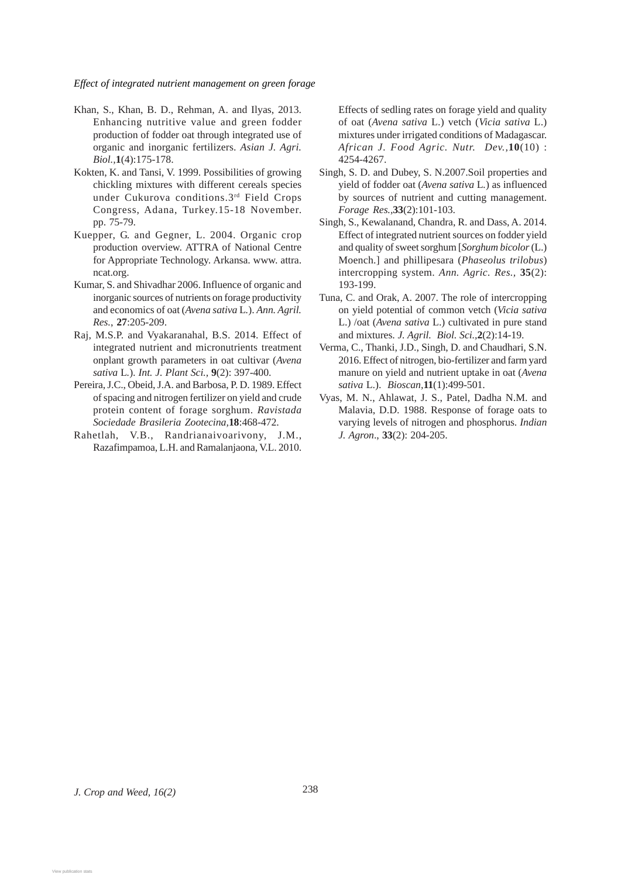Khan, S., Khan, B. D., Rehman, A. and Ilyas, 2013. Enhancing nutritive value and green fodder production of fodder oat through integrated use of organic and inorganic fertilizers. *Asian J. Agri. Biol.*,**1**(4):175-178.

Kokten, K. and Tansi, V. 1999. Possibilities of growing chickling mixtures with different cereals species under Cukurova conditions.3rd Field Crops Congress, Adana, Turkey.15-18 November. pp. 75-79.

Kuepper, G. and Gegner, L. 2004. Organic crop production overview. ATTRA of National Centre for Appropriate Technology. Arkansa. www. attra. ncat.org.

Kumar, S. and Shivadhar 2006. Influence of organic and inorganic sources of nutrients on forage productivity and economics of oat (*Avena sativa* L.). *Ann. Agril. Res.*, **27**:205-209.

Raj, M.S.P. and Vyakaranahal, B.S. 2014. Effect of integrated nutrient and micronutrients treatment onplant growth parameters in oat cultivar (*Avena sativa* L.). *Int. J. Plant Sci.*, **9**(2): 397-400.

Pereira, J.C., Obeid, J.A. and Barbosa, P. D. 1989. Effect of spacing and nitrogen fertilizer on yield and crude protein content of forage sorghum. *Ravistada Sociedade Brasileria Zootecina*,**18**:468-472.

Rahetlah, V.B., Randrianaivoarivony, J.M., Razafimpamoa, L.H. and Ramalanjaona, V.L. 2010. Effects of sedling rates on forage yield and quality of oat (*Avena sativa* L.) vetch (*Vicia sativa* L.) mixtures under irrigated conditions of Madagascar. *African J. Food Agric. Nutr. Dev.*,**10**(10) : 4254-4267.

Singh, S. D. and Dubey, S. N.2007.Soil properties and yield of fodder oat (*Avena sativa* L.) as influenced by sources of nutrient and cutting management. *Forage Res.*,**33**(2):101-103.

Singh, S., Kewalanand, Chandra, R. and Dass, A. 2014. Effect of integrated nutrient sources on fodder yield and quality of sweet sorghum [*Sorghum bicolor* (L.) Moench.] and phillipesara (*Phaseolus trilobus*) intercropping system. *Ann. Agric. Res.*, **35**(2): 193-199.

Tuna, C. and Orak, A. 2007. The role of intercropping on yield potential of common vetch (*Vicia sativa* L.) /oat (*Avena sativa* L.) cultivated in pure stand and mixtures. *J. Agril. Biol. Sci.*,**2**(2):14-19.

Verma, C., Thanki, J.D., Singh, D. and Chaudhari, S.N. 2016. Effect of nitrogen, bio-fertilizer and farm yard manure on yield and nutrient uptake in oat (*Avena sativa* L.). *Bioscan*,**11**(1):499-501.

Vyas, M. N., Ahlawat, J. S., Patel, Dadha N.M. and Malavia, D.D. 1988. Response of forage oats to varying levels of nitrogen and phosphorus. *Indian J. Agron*., **33**(2): 204-205.